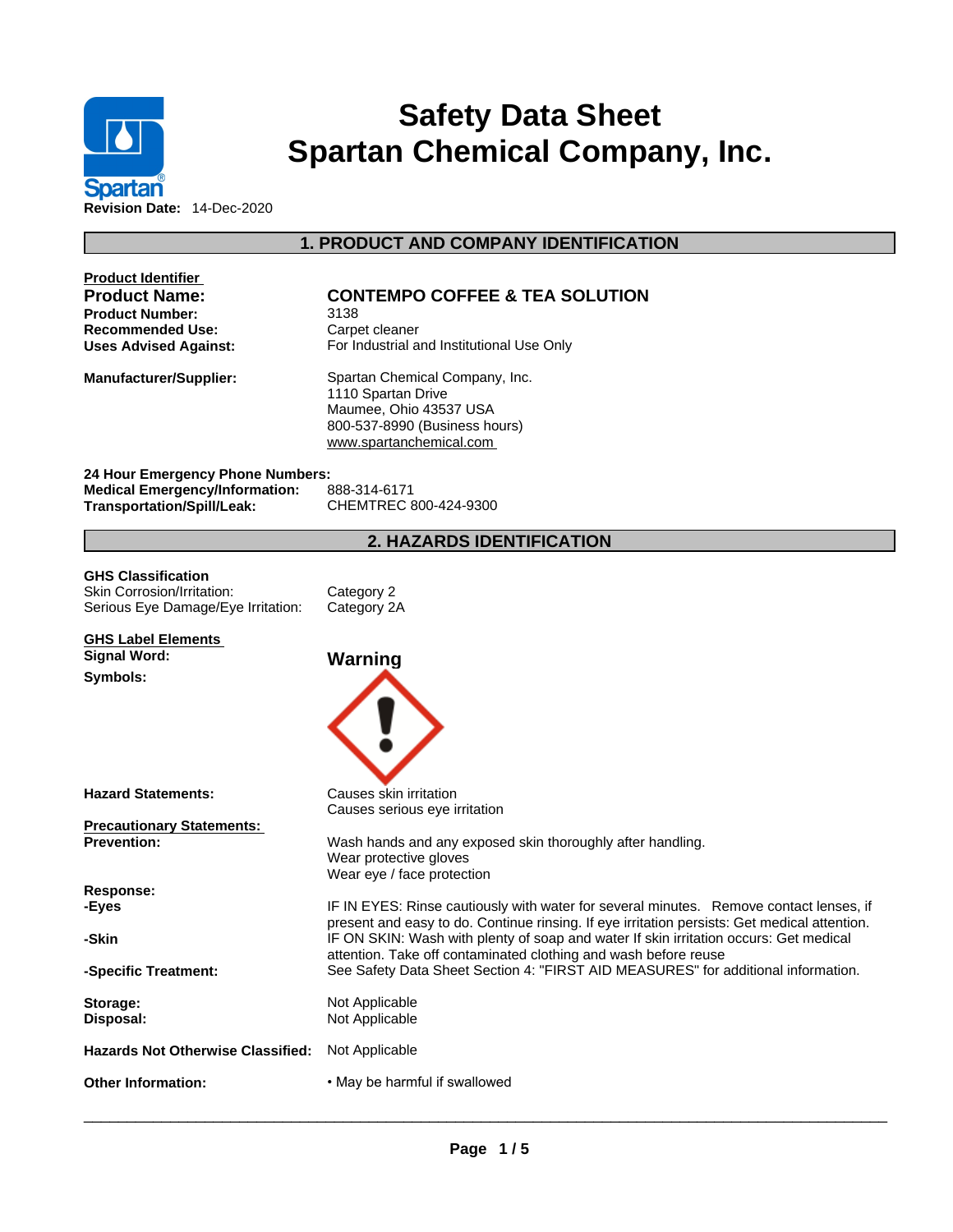# Safety Data Sheet
# Spartan Chemical Company, Inc.

**Revision Date:** 14-Dec-2020

## 1. PRODUCT AND COMPANY IDENTIFICATION

**Product Identifier**

| | |
|---|---|
| **Product Name:** | **CONTEMPO COFFEE & TEA SOLUTION** |
| **Product Number:** | 3138 |
| **Recommended Use:** | Carpet cleaner |
| **Uses Advised Against:** | For Industrial and Institutional Use Only |
| **Manufacturer/Supplier:** | Spartan Chemical Company, Inc.<br>1110 Spartan Drive<br>Maumee, Ohio 43537 USA<br>800-537-8990 (Business hours)<br>www.spartanchemical.com |

**24 Hour Emergency Phone Numbers:**

| | |
|---|---|
| **Medical Emergency/Information:** | 888-314-6171 |
| **Transportation/Spill/Leak:** | CHEMTREC 800-424-9300 |

## 2. HAZARDS IDENTIFICATION

**GHS Classification**

| | |
|---|---|
| Skin Corrosion/Irritation: | Category 2 |
| Serious Eye Damage/Eye Irritation: | Category 2A |

**GHS Label Elements**

**Signal Word:** **Warning**

**Symbols:**

**Hazard Statements:**
Causes skin irritation
Causes serious eye irritation

**Precautionary Statements:**

**Prevention:**
Wash hands and any exposed skin thoroughly after handling.
Wear protective gloves
Wear eye / face protection

**Response:**

**-Eyes:** IF IN EYES: Rinse cautiously with water for several minutes. Remove contact lenses, if present and easy to do. Continue rinsing. If eye irritation persists: Get medical attention.

**-Skin:** IF ON SKIN: Wash with plenty of soap and water If skin irritation occurs: Get medical attention. Take off contaminated clothing and wash before reuse

**-Specific Treatment:** See Safety Data Sheet Section 4: "FIRST AID MEASURES" for additional information.

**Storage:** Not Applicable
**Disposal:** Not Applicable

**Hazards Not Otherwise Classified:** Not Applicable

**Other Information:**
- May be harmful if swallowed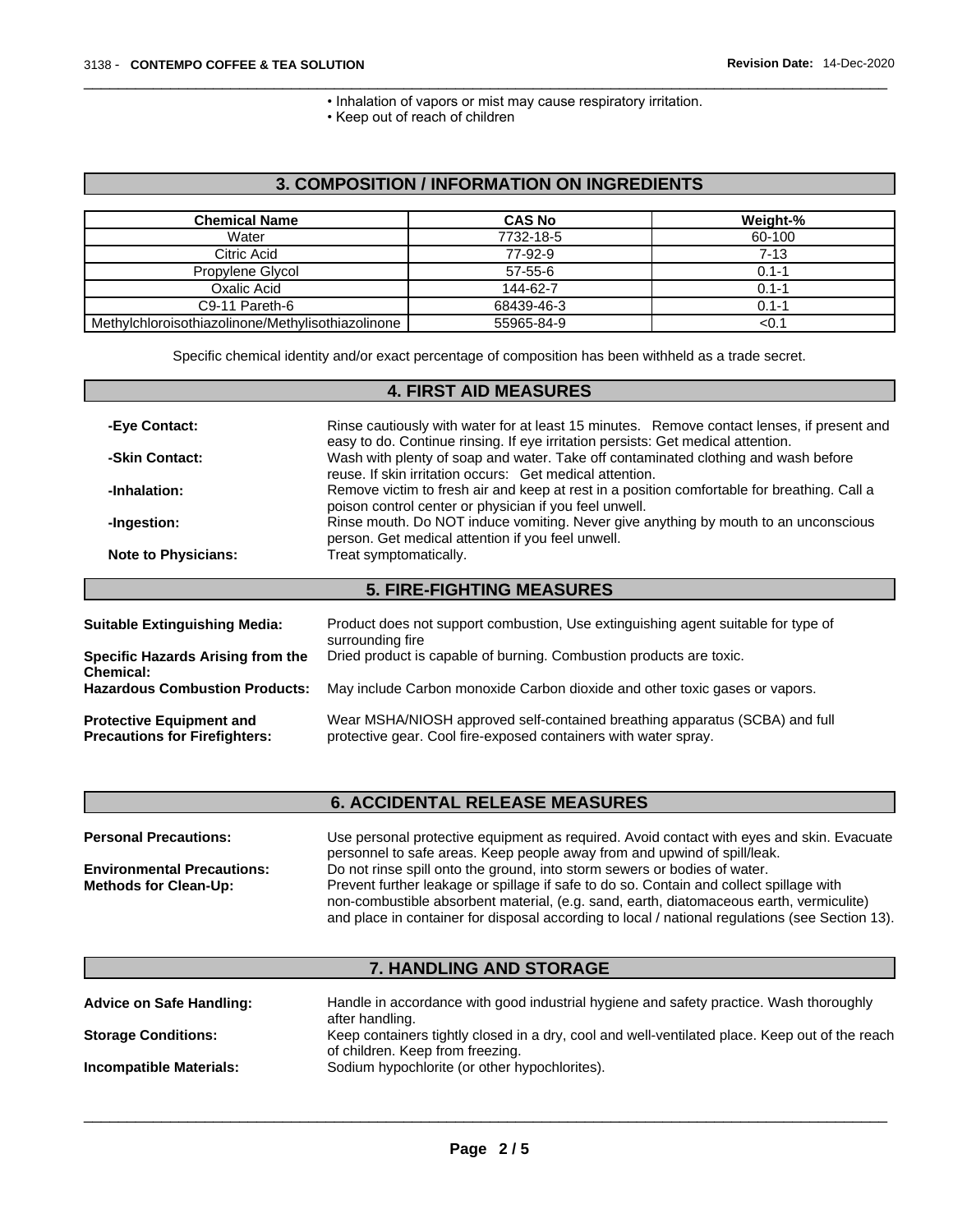- Inhalation of vapors or mist may cause respiratory irritation.
- Keep out of reach of children

## 3. COMPOSITION / INFORMATION ON INGREDIENTS

| Chemical Name | CAS No | Weight-% |
| --- | --- | --- |
| Water | 7732-18-5 | 60-100 |
| Citric Acid | 77-92-9 | 7-13 |
| Propylene Glycol | 57-55-6 | 0.1-1 |
| Oxalic Acid | 144-62-7 | 0.1-1 |
| C9-11 Pareth-6 | 68439-46-3 | 0.1-1 |
| Methylchloroisothiazolinone/Methylisothiazolinone | 55965-84-9 | <0.1 |

Specific chemical identity and/or exact percentage of composition has been withheld as a trade secret.

## 4. FIRST AID MEASURES

**-Eye Contact:** Rinse cautiously with water for at least 15 minutes. Remove contact lenses, if present and easy to do. Continue rinsing. If eye irritation persists: Get medical attention.

**-Skin Contact:** Wash with plenty of soap and water. Take off contaminated clothing and wash before reuse. If skin irritation occurs: Get medical attention.

**-Inhalation:** Remove victim to fresh air and keep at rest in a position comfortable for breathing. Call a poison control center or physician if you feel unwell.

**-Ingestion:** Rinse mouth. Do NOT induce vomiting. Never give anything by mouth to an unconscious person. Get medical attention if you feel unwell.

**Note to Physicians:** Treat symptomatically.

## 5. FIRE-FIGHTING MEASURES

**Suitable Extinguishing Media:** Product does not support combustion, Use extinguishing agent suitable for type of surrounding fire

**Specific Hazards Arising from the Chemical:** Dried product is capable of burning. Combustion products are toxic.

**Hazardous Combustion Products:** May include Carbon monoxide Carbon dioxide and other toxic gases or vapors.

**Protective Equipment and Precautions for Firefighters:** Wear MSHA/NIOSH approved self-contained breathing apparatus (SCBA) and full protective gear. Cool fire-exposed containers with water spray.

## 6. ACCIDENTAL RELEASE MEASURES

**Personal Precautions:** Use personal protective equipment as required. Avoid contact with eyes and skin. Evacuate personnel to safe areas. Keep people away from and upwind of spill/leak.

**Environmental Precautions:** Do not rinse spill onto the ground, into storm sewers or bodies of water.

**Methods for Clean-Up:** Prevent further leakage or spillage if safe to do so. Contain and collect spillage with non-combustible absorbent material, (e.g. sand, earth, diatomaceous earth, vermiculite) and place in container for disposal according to local / national regulations (see Section 13).

## 7. HANDLING AND STORAGE

**Advice on Safe Handling:** Handle in accordance with good industrial hygiene and safety practice. Wash thoroughly after handling.

**Storage Conditions:** Keep containers tightly closed in a dry, cool and well-ventilated place. Keep out of the reach of children. Keep from freezing.

**Incompatible Materials:** Sodium hypochlorite (or other hypochlorites).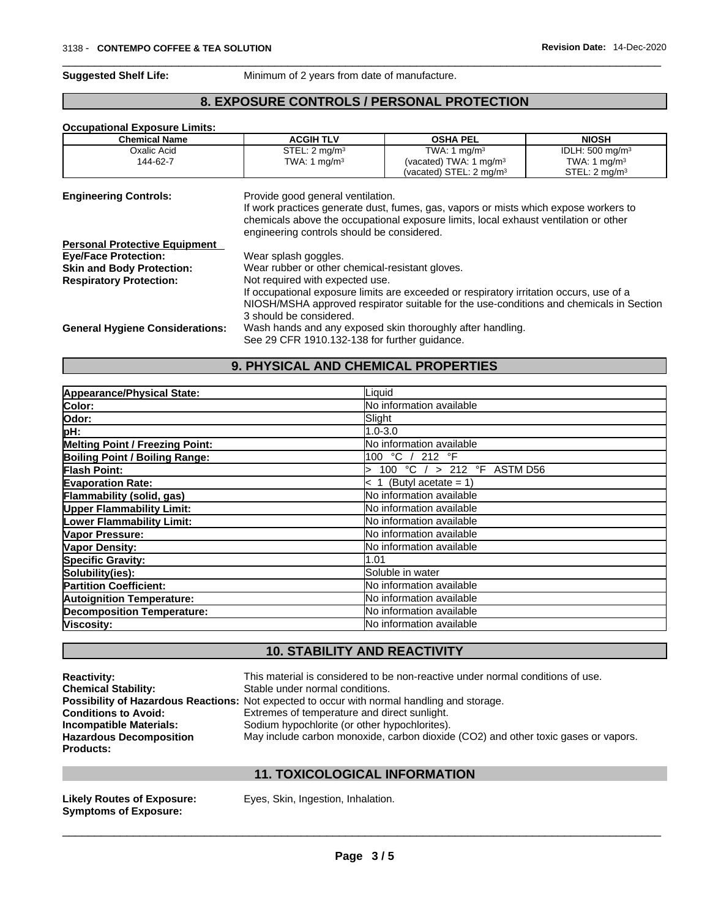**Suggested Shelf Life:** Minimum of 2 years from date of manufacture.

## 8. EXPOSURE CONTROLS / PERSONAL PROTECTION

**Occupational Exposure Limits:**

| Chemical Name | ACGIH TLV | OSHA PEL | NIOSH |
|---|---|---|---|
| Oxalic Acid<br>144-62-7 | STEL: 2 mg/m³<br>TWA: 1 mg/m³ | TWA: 1 mg/m³<br>(vacated) TWA: 1 mg/m³<br>(vacated) STEL: 2 mg/m³ | IDLH: 500 mg/m³<br>TWA: 1 mg/m³<br>STEL: 2 mg/m³ |

**Engineering Controls:** Provide good general ventilation. If work practices generate dust, fumes, gas, vapors or mists which expose workers to chemicals above the occupational exposure limits, local exhaust ventilation or other engineering controls should be considered.

**Personal Protective Equipment**

**Eye/Face Protection:** Wear splash goggles.

**Skin and Body Protection:** Wear rubber or other chemical-resistant gloves.

**Respiratory Protection:** Not required with expected use. If occupational exposure limits are exceeded or respiratory irritation occurs, use of a NIOSH/MSHA approved respirator suitable for the use-conditions and chemicals in Section 3 should be considered.

**General Hygiene Considerations:** Wash hands and any exposed skin thoroughly after handling. See 29 CFR 1910.132-138 for further guidance.

## 9. PHYSICAL AND CHEMICAL PROPERTIES

| Property | Value |
|---|---|
| **Appearance/Physical State:** | Liquid |
| **Color:** | No information available |
| **Odor:** | Slight |
| **pH:** | 1.0-3.0 |
| **Melting Point / Freezing Point:** | No information available |
| **Boiling Point / Boiling Range:** | 100 °C / 212 °F |
| **Flash Point:** | > 100 °C / > 212 °F ASTM D56 |
| **Evaporation Rate:** | < 1 (Butyl acetate = 1) |
| **Flammability (solid, gas)** | No information available |
| **Upper Flammability Limit:** | No information available |
| **Lower Flammability Limit:** | No information available |
| **Vapor Pressure:** | No information available |
| **Vapor Density:** | No information available |
| **Specific Gravity:** | 1.01 |
| **Solubility(ies):** | Soluble in water |
| **Partition Coefficient:** | No information available |
| **Autoignition Temperature:** | No information available |
| **Decomposition Temperature:** | No information available |
| **Viscosity:** | No information available |

## 10. STABILITY AND REACTIVITY

**Reactivity:** This material is considered to be non-reactive under normal conditions of use.

**Chemical Stability:** Stable under normal conditions.

**Possibility of Hazardous Reactions:** Not expected to occur with normal handling and storage.

**Conditions to Avoid:** Extremes of temperature and direct sunlight.

**Incompatible Materials:** Sodium hypochlorite (or other hypochlorites).

**Hazardous Decomposition Products:** May include carbon monoxide, carbon dioxide ($CO_2$) and other toxic gases or vapors.

## 11. TOXICOLOGICAL INFORMATION

**Likely Routes of Exposure:** Eyes, Skin, Ingestion, Inhalation.

**Symptoms of Exposure:**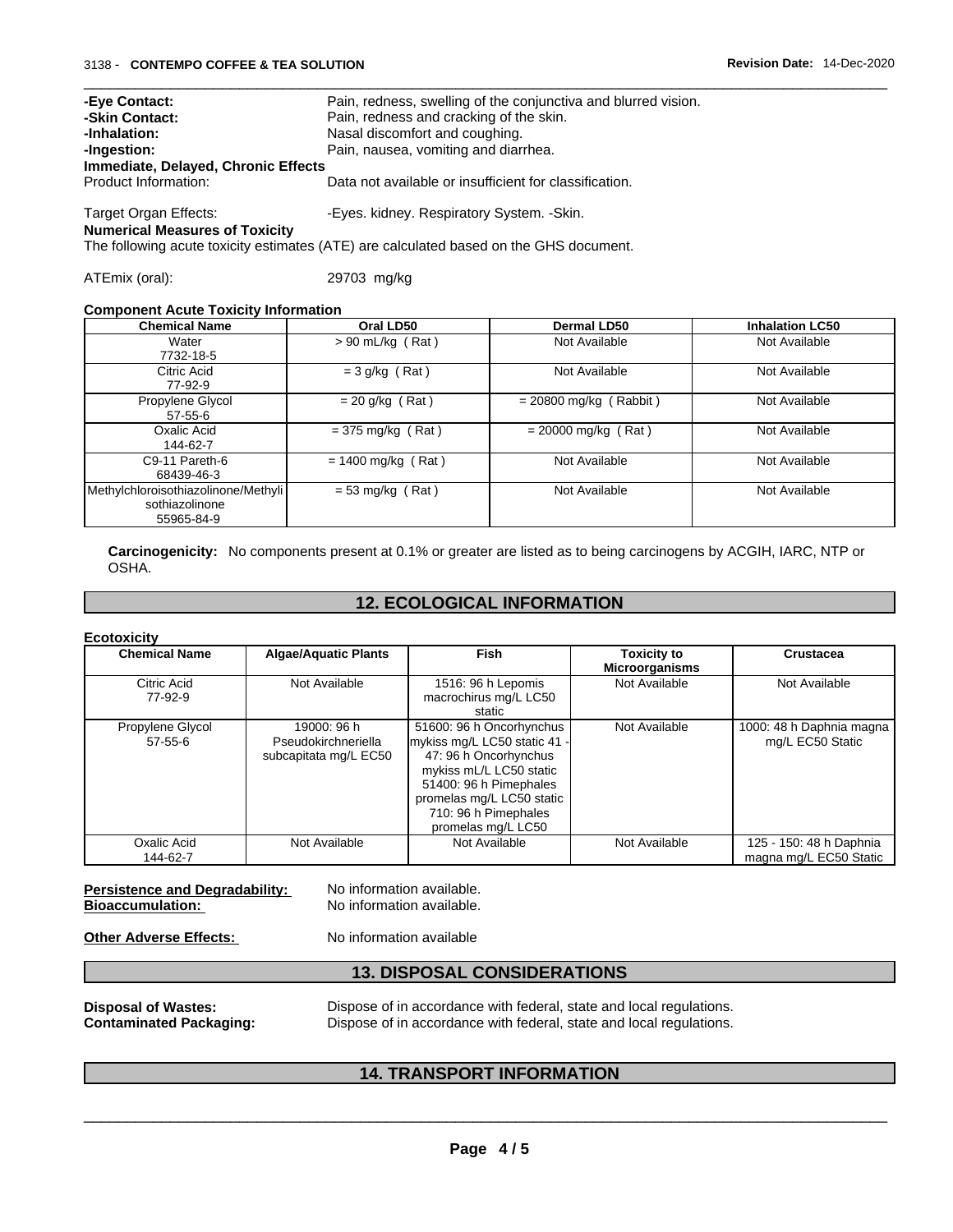**-Eye Contact:** Pain, redness, swelling of the conjunctiva and blurred vision.
**-Skin Contact:** Pain, redness and cracking of the skin.
**-Inhalation:** Nasal discomfort and coughing.
**-Ingestion:** Pain, nausea, vomiting and diarrhea.

**Immediate, Delayed, Chronic Effects**

Product Information: Data not available or insufficient for classification.

Target Organ Effects: -Eyes. kidney. Respiratory System. -Skin.

**Numerical Measures of Toxicity**

The following acute toxicity estimates (ATE) are calculated based on the GHS document.

ATEmix (oral): 29703 mg/kg

**Component Acute Toxicity Information**

| Chemical Name | Oral LD50 | Dermal LD50 | Inhalation LC50 |
|---|---|---|---|
| Water 7732-18-5 | > 90 mL/kg ( Rat ) | Not Available | Not Available |
| Citric Acid 77-92-9 | = 3 g/kg ( Rat ) | Not Available | Not Available |
| Propylene Glycol 57-55-6 | = 20 g/kg ( Rat ) | = 20800 mg/kg ( Rabbit ) | Not Available |
| Oxalic Acid 144-62-7 | = 375 mg/kg ( Rat ) | = 20000 mg/kg ( Rat ) | Not Available |
| C9-11 Pareth-6 68439-46-3 | = 1400 mg/kg ( Rat ) | Not Available | Not Available |
| Methylchloroisothiazolinone/Methylisothiazolinone 55965-84-9 | = 53 mg/kg ( Rat ) | Not Available | Not Available |

**Carcinogenicity:** No components present at 0.1% or greater are listed as to being carcinogens by ACGIH, IARC, NTP or OSHA.

## 12. ECOLOGICAL INFORMATION

**Ecotoxicity**

| Chemical Name | Algae/Aquatic Plants | Fish | Toxicity to Microorganisms | Crustacea |
|---|---|---|---|---|
| Citric Acid 77-92-9 | Not Available | 1516: 96 h Lepomis macrochirus mg/L LC50 static | Not Available | Not Available |
| Propylene Glycol 57-55-6 | 19000: 96 h Pseudokirchneriella subcapitata mg/L EC50 | 51600: 96 h Oncorhynchus mykiss mg/L LC50 static 41 - 47: 96 h Oncorhynchus mykiss mL/L LC50 static 51400: 96 h Pimephales promelas mg/L LC50 static 710: 96 h Pimephales promelas mg/L LC50 | Not Available | 1000: 48 h Daphnia magna mg/L EC50 Static |
| Oxalic Acid 144-62-7 | Not Available | Not Available | Not Available | 125 - 150: 48 h Daphnia magna mg/L EC50 Static |

**Persistence and Degradability:** No information available.
**Bioaccumulation:** No information available.

**Other Adverse Effects:** No information available

## 13. DISPOSAL CONSIDERATIONS

**Disposal of Wastes:** Dispose of in accordance with federal, state and local regulations.
**Contaminated Packaging:** Dispose of in accordance with federal, state and local regulations.

## 14. TRANSPORT INFORMATION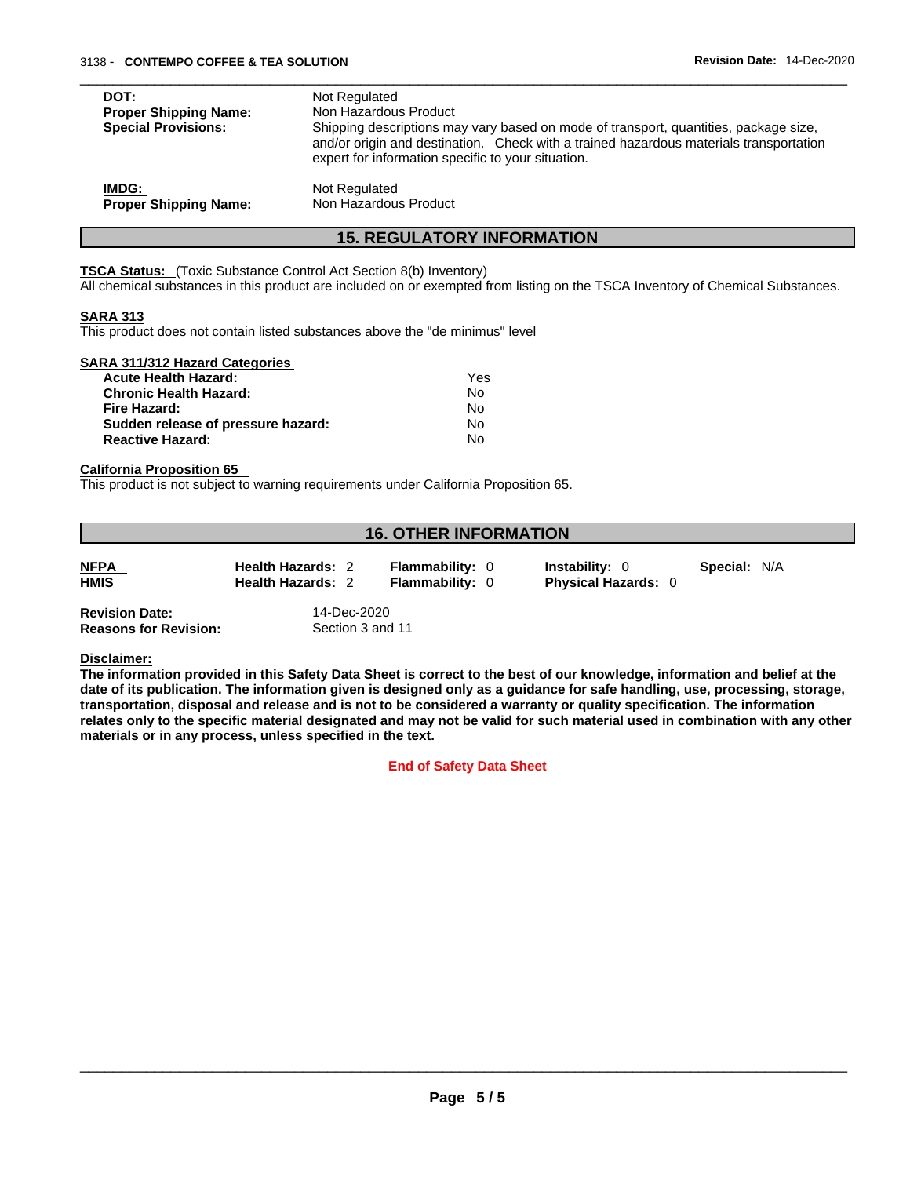**DOT:**
**Proper Shipping Name:** Non Hazardous Product
**Special Provisions:** Shipping descriptions may vary based on mode of transport, quantities, package size, and/or origin and destination. Check with a trained hazardous materials transportation expert for information specific to your situation.

Not Regulated

**IMDG:** Not Regulated
**Proper Shipping Name:** Non Hazardous Product

## 15. REGULATORY INFORMATION

**TSCA Status:** (Toxic Substance Control Act Section 8(b) Inventory)
All chemical substances in this product are included on or exempted from listing on the TSCA Inventory of Chemical Substances.

**SARA 313**
This product does not contain listed substances above the "de minimus" level

**SARA 311/312 Hazard Categories**

| | |
|---|---|
| **Acute Health Hazard:** | Yes |
| **Chronic Health Hazard:** | No |
| **Fire Hazard:** | No |
| **Sudden release of pressure hazard:** | No |
| **Reactive Hazard:** | No |

**California Proposition 65**
This product is not subject to warning requirements under California Proposition 65.

## 16. OTHER INFORMATION

| | | | | |
|---|---|---|---|---|
| **NFPA** | **Health Hazards:** 2 | **Flammability:** 0 | **Instability:** 0 | **Special:** N/A |
| **HMIS** | **Health Hazards:** 2 | **Flammability:** 0 | **Physical Hazards:** 0 | |

**Revision Date:** 14-Dec-2020
**Reasons for Revision:** Section 3 and 11

**Disclaimer:**
**The information provided in this Safety Data Sheet is correct to the best of our knowledge, information and belief at the date of its publication. The information given is designed only as a guidance for safe handling, use, processing, storage, transportation, disposal and release and is not to be considered a warranty or quality specification. The information relates only to the specific material designated and may not be valid for such material used in combination with any other materials or in any process, unless specified in the text.**

**End of Safety Data Sheet**